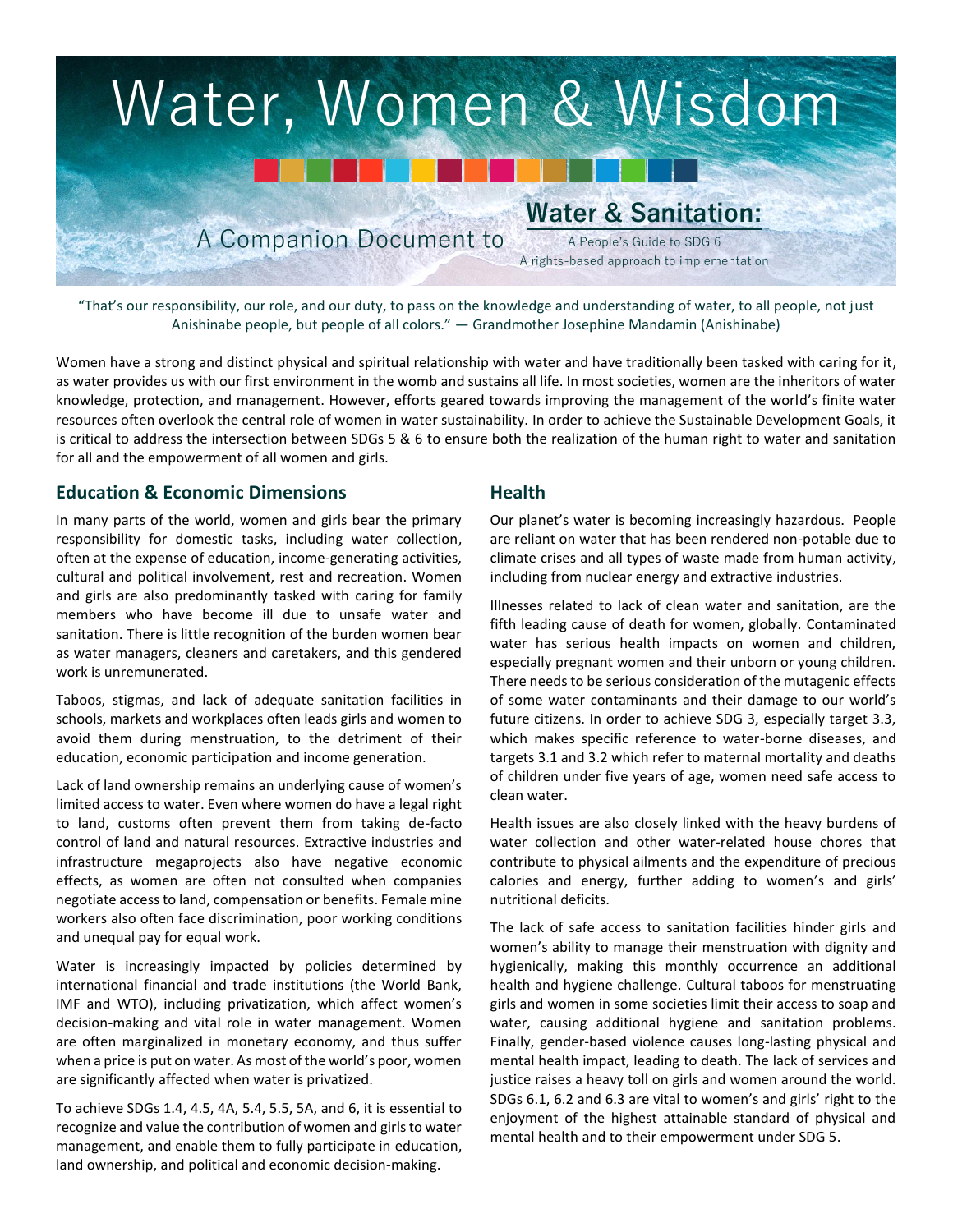# Water, Women & Wisdom

A Companion Document to **Water & Sanitation:** A People's Guide to SDG 6 — A rights-based approach to implementation

"That's our responsibility, our role, and our duty, to pass on the knowledge and understanding of water, to all people, not just Anishinabe people, but people of all colors." — Grandmother Josephine Mandamin (Anishinabe)

Women have a strong and distinct physical and spiritual relationship with water and have traditionally been tasked with caring for it, as water provides us with our first environment in the womb and sustains all life. In most societies, women are the inheritors of water knowledge, protection, and management. However, efforts geared towards improving the management of the world's finite water resources often overlook the central role of women in water sustainability. In order to achieve the Sustainable Development Goals, it is critical to address the intersection between SDGs 5 & 6 to ensure both the realization of the human right to water and sanitation for all and the empowerment of all women and girls.

## Education & Economic Dimensions

In many parts of the world, women and girls bear the primary responsibility for domestic tasks, including water collection, often at the expense of education, income-generating activities, cultural and political involvement, rest and recreation. Women and girls are also predominantly tasked with caring for family members who have become ill due to unsafe water and sanitation. There is little recognition of the burden women bear as water managers, cleaners and caretakers, and this gendered work is unremunerated.

Taboos, stigmas, and lack of adequate sanitation facilities in schools, markets and workplaces often leads girls and women to avoid them during menstruation, to the detriment of their education, economic participation and income generation.

Lack of land ownership remains an underlying cause of women's limited access to water. Even where women do have a legal right to land, customs often prevent them from taking de-facto control of land and natural resources. Extractive industries and infrastructure megaprojects also have negative economic effects, as women are often not consulted when companies negotiate access to land, compensation or benefits. Female mine workers also often face discrimination, poor working conditions and unequal pay for equal work.

Water is increasingly impacted by policies determined by international financial and trade institutions (the World Bank, IMF and WTO), including privatization, which affect women's decision-making and vital role in water management. Women are often marginalized in monetary economy, and thus suffer when a price is put on water. As most of the world's poor, women are significantly affected when water is privatized.

To achieve SDGs 1.4, 4.5, 4A, 5.4, 5.5, 5A, and 6, it is essential to recognize and value the contribution of women and girls to water management, and enable them to fully participate in education, land ownership, and political and economic decision-making.

## Health

Our planet's water is becoming increasingly hazardous. People are reliant on water that has been rendered non-potable due to climate crises and all types of waste made from human activity, including from nuclear energy and extractive industries.

Illnesses related to lack of clean water and sanitation, are the fifth leading cause of death for women, globally. Contaminated water has serious health impacts on women and children, especially pregnant women and their unborn or young children. There needs to be serious consideration of the mutagenic effects of some water contaminants and their damage to our world's future citizens. In order to achieve SDG 3, especially target 3.3, which makes specific reference to water-borne diseases, and targets 3.1 and 3.2 which refer to maternal mortality and deaths of children under five years of age, women need safe access to clean water.

Health issues are also closely linked with the heavy burdens of water collection and other water-related house chores that contribute to physical ailments and the expenditure of precious calories and energy, further adding to women's and girls' nutritional deficits.

The lack of safe access to sanitation facilities hinder girls and women's ability to manage their menstruation with dignity and hygienically, making this monthly occurrence an additional health and hygiene challenge. Cultural taboos for menstruating girls and women in some societies limit their access to soap and water, causing additional hygiene and sanitation problems. Finally, gender-based violence causes long-lasting physical and mental health impact, leading to death. The lack of services and justice raises a heavy toll on girls and women around the world. SDGs 6.1, 6.2 and 6.3 are vital to women's and girls' right to the enjoyment of the highest attainable standard of physical and mental health and to their empowerment under SDG 5.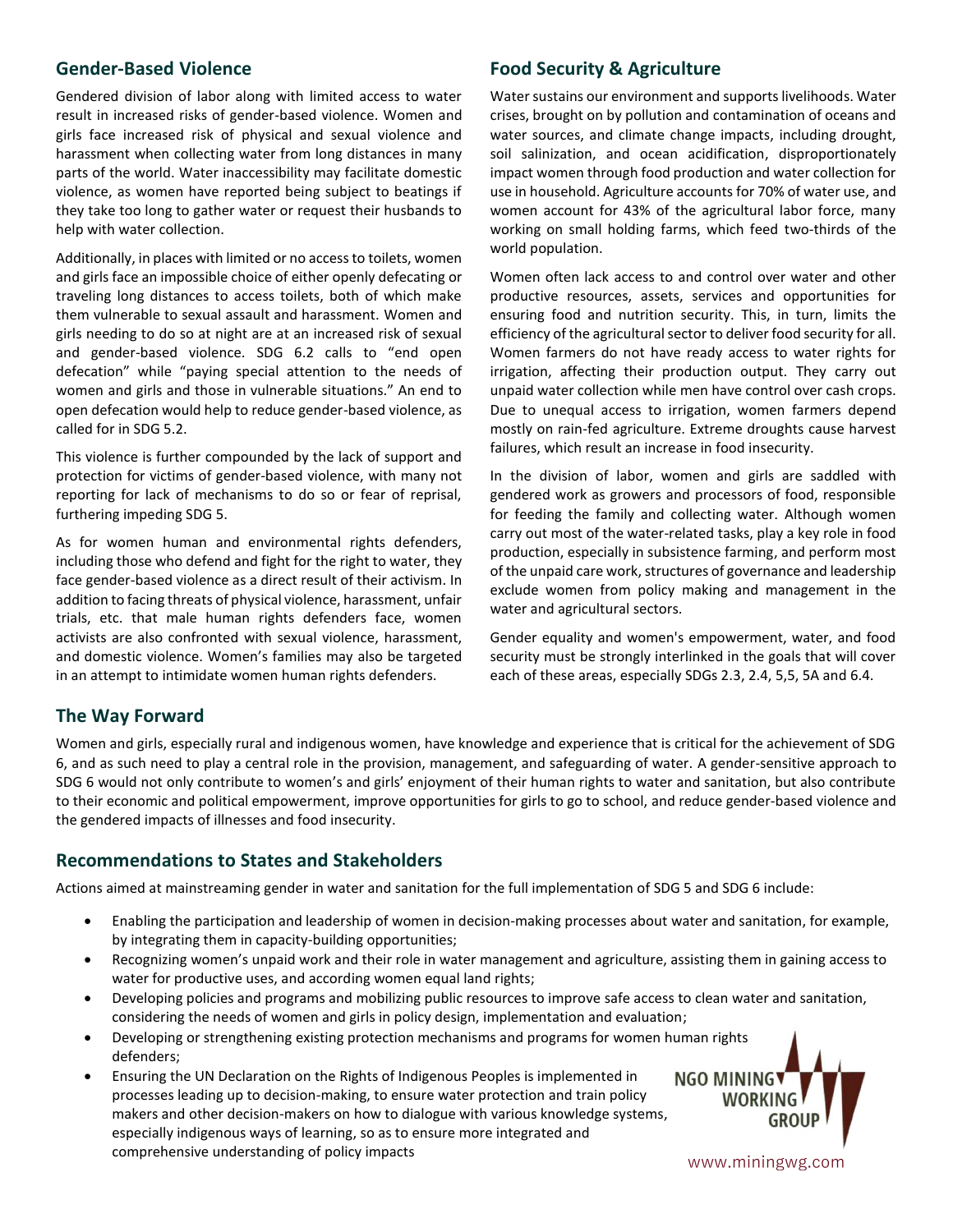## Gender-Based Violence

Gendered division of labor along with limited access to water result in increased risks of gender-based violence. Women and girls face increased risk of physical and sexual violence and harassment when collecting water from long distances in many parts of the world. Water inaccessibility may facilitate domestic violence, as women have reported being subject to beatings if they take too long to gather water or request their husbands to help with water collection.

Additionally, in places with limited or no access to toilets, women and girls face an impossible choice of either openly defecating or traveling long distances to access toilets, both of which make them vulnerable to sexual assault and harassment. Women and girls needing to do so at night are at an increased risk of sexual and gender-based violence. SDG 6.2 calls to "end open defecation" while "paying special attention to the needs of women and girls and those in vulnerable situations." An end to open defecation would help to reduce gender-based violence, as called for in SDG 5.2.

This violence is further compounded by the lack of support and protection for victims of gender-based violence, with many not reporting for lack of mechanisms to do so or fear of reprisal, furthering impeding SDG 5.

As for women human and environmental rights defenders, including those who defend and fight for the right to water, they face gender-based violence as a direct result of their activism. In addition to facing threats of physical violence, harassment, unfair trials, etc. that male human rights defenders face, women activists are also confronted with sexual violence, harassment, and domestic violence. Women's families may also be targeted in an attempt to intimidate women human rights defenders.

## Food Security & Agriculture

Water sustains our environment and supports livelihoods. Water crises, brought on by pollution and contamination of oceans and water sources, and climate change impacts, including drought, soil salinization, and ocean acidification, disproportionately impact women through food production and water collection for use in household. Agriculture accounts for 70% of water use, and women account for 43% of the agricultural labor force, many working on small holding farms, which feed two-thirds of the world population.

Women often lack access to and control over water and other productive resources, assets, services and opportunities for ensuring food and nutrition security. This, in turn, limits the efficiency of the agricultural sector to deliver food security for all. Women farmers do not have ready access to water rights for irrigation, affecting their production output. They carry out unpaid water collection while men have control over cash crops. Due to unequal access to irrigation, women farmers depend mostly on rain-fed agriculture. Extreme droughts cause harvest failures, which result an increase in food insecurity.

In the division of labor, women and girls are saddled with gendered work as growers and processors of food, responsible for feeding the family and collecting water. Although women carry out most of the water-related tasks, play a key role in food production, especially in subsistence farming, and perform most of the unpaid care work, structures of governance and leadership exclude women from policy making and management in the water and agricultural sectors.

Gender equality and women's empowerment, water, and food security must be strongly interlinked in the goals that will cover each of these areas, especially SDGs 2.3, 2.4, 5,5, 5A and 6.4.

## The Way Forward

Women and girls, especially rural and indigenous women, have knowledge and experience that is critical for the achievement of SDG 6, and as such need to play a central role in the provision, management, and safeguarding of water. A gender-sensitive approach to SDG 6 would not only contribute to women's and girls' enjoyment of their human rights to water and sanitation, but also contribute to their economic and political empowerment, improve opportunities for girls to go to school, and reduce gender-based violence and the gendered impacts of illnesses and food insecurity.

## Recommendations to States and Stakeholders

Actions aimed at mainstreaming gender in water and sanitation for the full implementation of SDG 5 and SDG 6 include:

- Enabling the participation and leadership of women in decision-making processes about water and sanitation, for example, by integrating them in capacity-building opportunities;
- Recognizing women's unpaid work and their role in water management and agriculture, assisting them in gaining access to water for productive uses, and according women equal land rights;
- Developing policies and programs and mobilizing public resources to improve safe access to clean water and sanitation, considering the needs of women and girls in policy design, implementation and evaluation;
- Developing or strengthening existing protection mechanisms and programs for women human rights defenders;
- Ensuring the UN Declaration on the Rights of Indigenous Peoples is implemented in processes leading up to decision-making, to ensure water protection and train policy makers and other decision-makers on how to dialogue with various knowledge systems, especially indigenous ways of learning, so as to ensure more integrated and comprehensive understanding of policy impacts

NGO MINING WORKING GROUP

www.miningwg.com